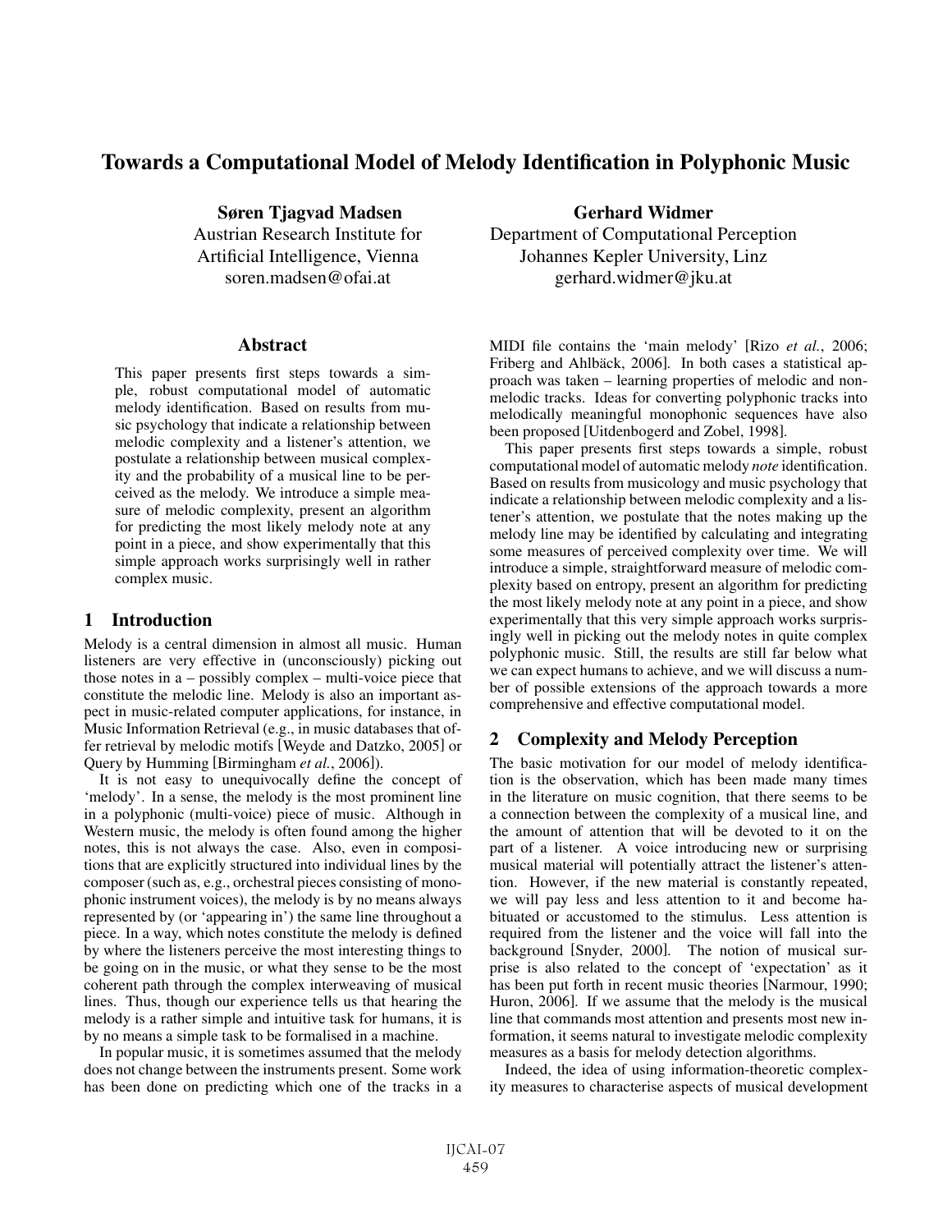# Towards a Computational Model of Melody Identification in Polyphonic Music

**Søren Tjagvad Madsen**
Austrian Research Institute for Artificial Intelligence, Vienna
soren.madsen@ofai.at

**Gerhard Widmer**
Department of Computational Perception
Johannes Kepler University, Linz
gerhard.widmer@jku.at

## Abstract

This paper presents first steps towards a simple, robust computational model of automatic melody identification. Based on results from music psychology that indicate a relationship between melodic complexity and a listener's attention, we postulate a relationship between musical complexity and the probability of a musical line to be perceived as the melody. We introduce a simple measure of melodic complexity, present an algorithm for predicting the most likely melody note at any point in a piece, and show experimentally that this simple approach works surprisingly well in rather complex music.

## 1 Introduction

Melody is a central dimension in almost all music. Human listeners are very effective in (unconsciously) picking out those notes in a – possibly complex – multi-voice piece that constitute the melodic line. Melody is also an important aspect in music-related computer applications, for instance, in Music Information Retrieval (e.g., in music databases that offer retrieval by melodic motifs [Weyde and Datzko, 2005] or Query by Humming [Birmingham *et al.*, 2006]).

It is not easy to unequivocally define the concept of 'melody'. In a sense, the melody is the most prominent line in a polyphonic (multi-voice) piece of music. Although in Western music, the melody is often found among the higher notes, this is not always the case. Also, even in compositions that are explicitly structured into individual lines by the composer (such as, e.g., orchestral pieces consisting of monophonic instrument voices), the melody is by no means always represented by (or 'appearing in') the same line throughout a piece. In a way, which notes constitute the melody is defined by where the listeners perceive the most interesting things to be going on in the music, or what they sense to be the most coherent path through the complex interweaving of musical lines. Thus, though our experience tells us that hearing the melody is a rather simple and intuitive task for humans, it is by no means a simple task to be formalised in a machine.

In popular music, it is sometimes assumed that the melody does not change between the instruments present. Some work has been done on predicting which one of the tracks in a MIDI file contains the 'main melody' [Rizo *et al.*, 2006; Friberg and Ahlbäck, 2006]. In both cases a statistical approach was taken – learning properties of melodic and non-melodic tracks. Ideas for converting polyphonic tracks into melodically meaningful monophonic sequences have also been proposed [Uitdenbogerd and Zobel, 1998].

This paper presents first steps towards a simple, robust computational model of automatic melody *note* identification. Based on results from musicology and music psychology that indicate a relationship between melodic complexity and a listener's attention, we postulate that the notes making up the melody line may be identified by calculating and integrating some measures of perceived complexity over time. We will introduce a simple, straightforward measure of melodic complexity based on entropy, present an algorithm for predicting the most likely melody note at any point in a piece, and show experimentally that this very simple approach works surprisingly well in picking out the melody notes in quite complex polyphonic music. Still, the results are still far below what we can expect humans to achieve, and we will discuss a number of possible extensions of the approach towards a more comprehensive and effective computational model.

## 2 Complexity and Melody Perception

The basic motivation for our model of melody identification is the observation, which has been made many times in the literature on music cognition, that there seems to be a connection between the complexity of a musical line, and the amount of attention that will be devoted to it on the part of a listener. A voice introducing new or surprising musical material will potentially attract the listener's attention. However, if the new material is constantly repeated, we will pay less and less attention to it and become habituated or accustomed to the stimulus. Less attention is required from the listener and the voice will fall into the background [Snyder, 2000]. The notion of musical surprise is also related to the concept of 'expectation' as it has been put forth in recent music theories [Narmour, 1990; Huron, 2006]. If we assume that the melody is the musical line that commands most attention and presents most new information, it seems natural to investigate melodic complexity measures as a basis for melody detection algorithms.

Indeed, the idea of using information-theoretic complexity measures to characterise aspects of musical development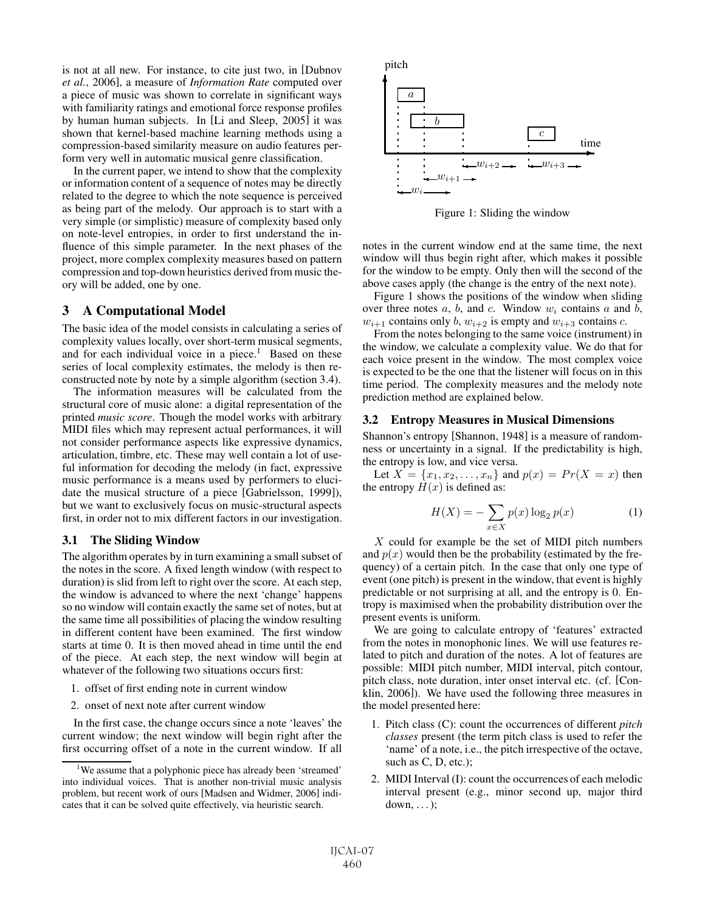is not at all new. For instance, to cite just two, in [Dubnov *et al.*, 2006], a measure of *Information Rate* computed over a piece of music was shown to correlate in significant ways with familiarity ratings and emotional force response profiles by human human subjects. In [Li and Sleep, 2005] it was shown that kernel-based machine learning methods using a compression-based similarity measure on audio features perform very well in automatic musical genre classification.

In the current paper, we intend to show that the complexity or information content of a sequence of notes may be directly related to the degree to which the note sequence is perceived as being part of the melody. Our approach is to start with a very simple (or simplistic) measure of complexity based only on note-level entropies, in order to first understand the influence of this simple parameter. In the next phases of the project, more complex complexity measures based on pattern compression and top-down heuristics derived from music theory will be added, one by one.

## 3 A Computational Model

The basic idea of the model consists in calculating a series of complexity values locally, over short-term musical segments, and for each individual voice in a piece.[1] Based on these series of local complexity estimates, the melody is then reconstructed note by note by a simple algorithm (section 3.4).

The information measures will be calculated from the structural core of music alone: a digital representation of the printed *music score*. Though the model works with arbitrary MIDI files which may represent actual performances, it will not consider performance aspects like expressive dynamics, articulation, timbre, etc. These may well contain a lot of useful information for decoding the melody (in fact, expressive music performance is a means used by performers to elucidate the musical structure of a piece [Gabrielsson, 1999]), but we want to exclusively focus on music-structural aspects first, in order not to mix different factors in our investigation.

### 3.1 The Sliding Window

The algorithm operates by in turn examining a small subset of the notes in the score. A fixed length window (with respect to duration) is slid from left to right over the score. At each step, the window is advanced to where the next 'change' happens so no window will contain exactly the same set of notes, but at the same time all possibilities of placing the window resulting in different content have been examined. The first window starts at time 0. It is then moved ahead in time until the end of the piece. At each step, the next window will begin at whatever of the following two situations occurs first:

1. offset of first ending note in current window
2. onset of next note after current window

In the first case, the change occurs since a note 'leaves' the current window; the next window will begin right after the first occurring offset of a note in the current window. If all notes in the current window end at the same time, the next window will thus begin right after, which makes it possible for the window to be empty. Only then will the second of the above cases apply (the change is the entry of the next note).

[1] We assume that a polyphonic piece has already been 'streamed' into individual voices. That is another non-trivial music analysis problem, but recent work of ours [Madsen and Widmer, 2006] indicates that it can be solved quite effectively, via heuristic search.

Figure 1: Sliding the window

Figure 1 shows the positions of the window when sliding over three notes $a$, $b$, and $c$. Window $w_i$ contains $a$ and $b$, $w_{i+1}$ contains only $b$, $w_{i+2}$ is empty and $w_{i+3}$ contains $c$.

From the notes belonging to the same voice (instrument) in the window, we calculate a complexity value. We do that for each voice present in the window. The most complex voice is expected to be the one that the listener will focus on in this time period. The complexity measures and the melody note prediction method are explained below.

### 3.2 Entropy Measures in Musical Dimensions

Shannon's entropy [Shannon, 1948] is a measure of randomness or uncertainty in a signal. If the predictability is high, the entropy is low, and vice versa.

Let $X = \{x_1, x_2, \ldots, x_n\}$ and $p(x) = Pr(X = x)$ then the entropy $H(x)$ is defined as:

$$H(X) = -\sum_{x \in X} p(x) \log_2 p(x) \tag{1}$$

$X$ could for example be the set of MIDI pitch numbers and $p(x)$ would then be the probability (estimated by the frequency) of a certain pitch. In the case that only one type of event (one pitch) is present in the window, that event is highly predictable or not surprising at all, and the entropy is 0. Entropy is maximised when the probability distribution over the present events is uniform.

We are going to calculate entropy of 'features' extracted from the notes in monophonic lines. We will use features related to pitch and duration of the notes. A lot of features are possible: MIDI pitch number, MIDI interval, pitch contour, pitch class, note duration, inter onset interval etc. (cf. [Conklin, 2006]). We have used the following three measures in the model presented here:

1. Pitch class (C): count the occurrences of different *pitch classes* present (the term pitch class is used to refer the 'name' of a note, i.e., the pitch irrespective of the octave, such as C, D, etc.);
2. MIDI Interval (I): count the occurrences of each melodic interval present (e.g., minor second up, major third down, ...);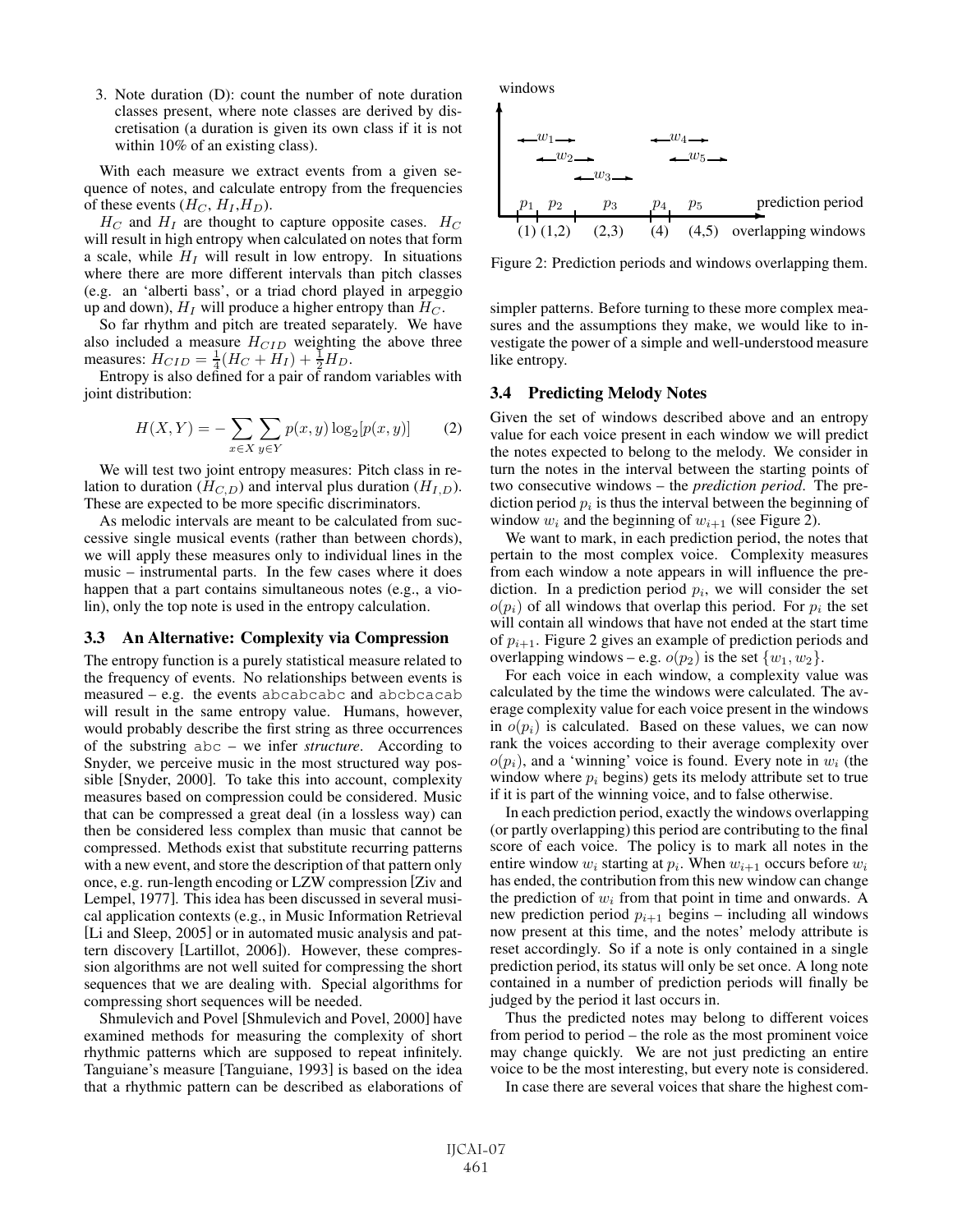3. Note duration (D): count the number of note duration classes present, where note classes are derived by discretisation (a duration is given its own class if it is not within 10% of an existing class).

With each measure we extract events from a given sequence of notes, and calculate entropy from the frequencies of these events ($H_C$, $H_I$,$H_D$).

$H_C$ and $H_I$ are thought to capture opposite cases. $H_C$ will result in high entropy when calculated on notes that form a scale, while $H_I$ will result in low entropy. In situations where there are more different intervals than pitch classes (e.g. an 'alberti bass', or a triad chord played in arpeggio up and down), $H_I$ will produce a higher entropy than $H_C$.

So far rhythm and pitch are treated separately. We have also included a measure $H_{CID}$ weighting the above three measures: $H_{CID} = \frac{1}{4}(H_C + H_I) + \frac{1}{2}H_D$.

Entropy is also defined for a pair of random variables with joint distribution:

$$H(X, Y) = -\sum_{x \in X} \sum_{y \in Y} p(x, y) \log_2[p(x, y)] \qquad (2)$$

We will test two joint entropy measures: Pitch class in relation to duration ($H_{C,D}$) and interval plus duration ($H_{I,D}$). These are expected to be more specific discriminators.

As melodic intervals are meant to be calculated from successive single musical events (rather than between chords), we will apply these measures only to individual lines in the music – instrumental parts. In the few cases where it does happen that a part contains simultaneous notes (e.g., a violin), only the top note is used in the entropy calculation.

### 3.3 An Alternative: Complexity via Compression

The entropy function is a purely statistical measure related to the frequency of events. No relationships between events is measured – e.g. the events abcabcabc and abcbcacab will result in the same entropy value. Humans, however, would probably describe the first string as three occurrences of the substring abc – we infer *structure*. According to Snyder, we perceive music in the most structured way possible [Snyder, 2000]. To take this into account, complexity measures based on compression could be considered. Music that can be compressed a great deal (in a lossless way) can then be considered less complex than music that cannot be compressed. Methods exist that substitute recurring patterns with a new event, and store the description of that pattern only once, e.g. run-length encoding or LZW compression [Ziv and Lempel, 1977]. This idea has been discussed in several musical application contexts (e.g., in Music Information Retrieval [Li and Sleep, 2005] or in automated music analysis and pattern discovery [Lartillot, 2006]). However, these compression algorithms are not well suited for compressing the short sequences that we are dealing with. Special algorithms for compressing short sequences will be needed.

Shmulevich and Povel [Shmulevich and Povel, 2000] have examined methods for measuring the complexity of short rhythmic patterns which are supposed to repeat infinitely. Tanguiane's measure [Tanguiane, 1993] is based on the idea that a rhythmic pattern can be described as elaborations of simpler patterns. Before turning to these more complex measures and the assumptions they make, we would like to investigate the power of a simple and well-understood measure like entropy.

Figure 2: Prediction periods and windows overlapping them.

### 3.4 Predicting Melody Notes

Given the set of windows described above and an entropy value for each voice present in each window we will predict the notes expected to belong to the melody. We consider in turn the notes in the interval between the starting points of two consecutive windows – the *prediction period*. The prediction period $p_i$ is thus the interval between the beginning of window $w_i$ and the beginning of $w_{i+1}$ (see Figure 2).

We want to mark, in each prediction period, the notes that pertain to the most complex voice. Complexity measures from each window a note appears in will influence the prediction. In a prediction period $p_i$, we will consider the set $o(p_i)$ of all windows that overlap this period. For $p_i$ the set will contain all windows that have not ended at the start time of $p_{i+1}$. Figure 2 gives an example of prediction periods and overlapping windows – e.g. $o(p_2)$ is the set $\{w_1, w_2\}$.

For each voice in each window, a complexity value was calculated by the time the windows were calculated. The average complexity value for each voice present in the windows in $o(p_i)$ is calculated. Based on these values, we can now rank the voices according to their average complexity over $o(p_i)$, and a 'winning' voice is found. Every note in $w_i$ (the window where $p_i$ begins) gets its melody attribute set to true if it is part of the winning voice, and to false otherwise.

In each prediction period, exactly the windows overlapping (or partly overlapping) this period are contributing to the final score of each voice. The policy is to mark all notes in the entire window $w_i$ starting at $p_i$. When $w_{i+1}$ occurs before $w_i$ has ended, the contribution from this new window can change the prediction of $w_i$ from that point in time and onwards. A new prediction period $p_{i+1}$ begins – including all windows now present at this time, and the notes' melody attribute is reset accordingly. So if a note is only contained in a single prediction period, its status will only be set once. A long note contained in a number of prediction periods will finally be judged by the period it last occurs in.

Thus the predicted notes may belong to different voices from period to period – the role as the most prominent voice may change quickly. We are not just predicting an entire voice to be the most interesting, but every note is considered.

In case there are several voices that share the highest com-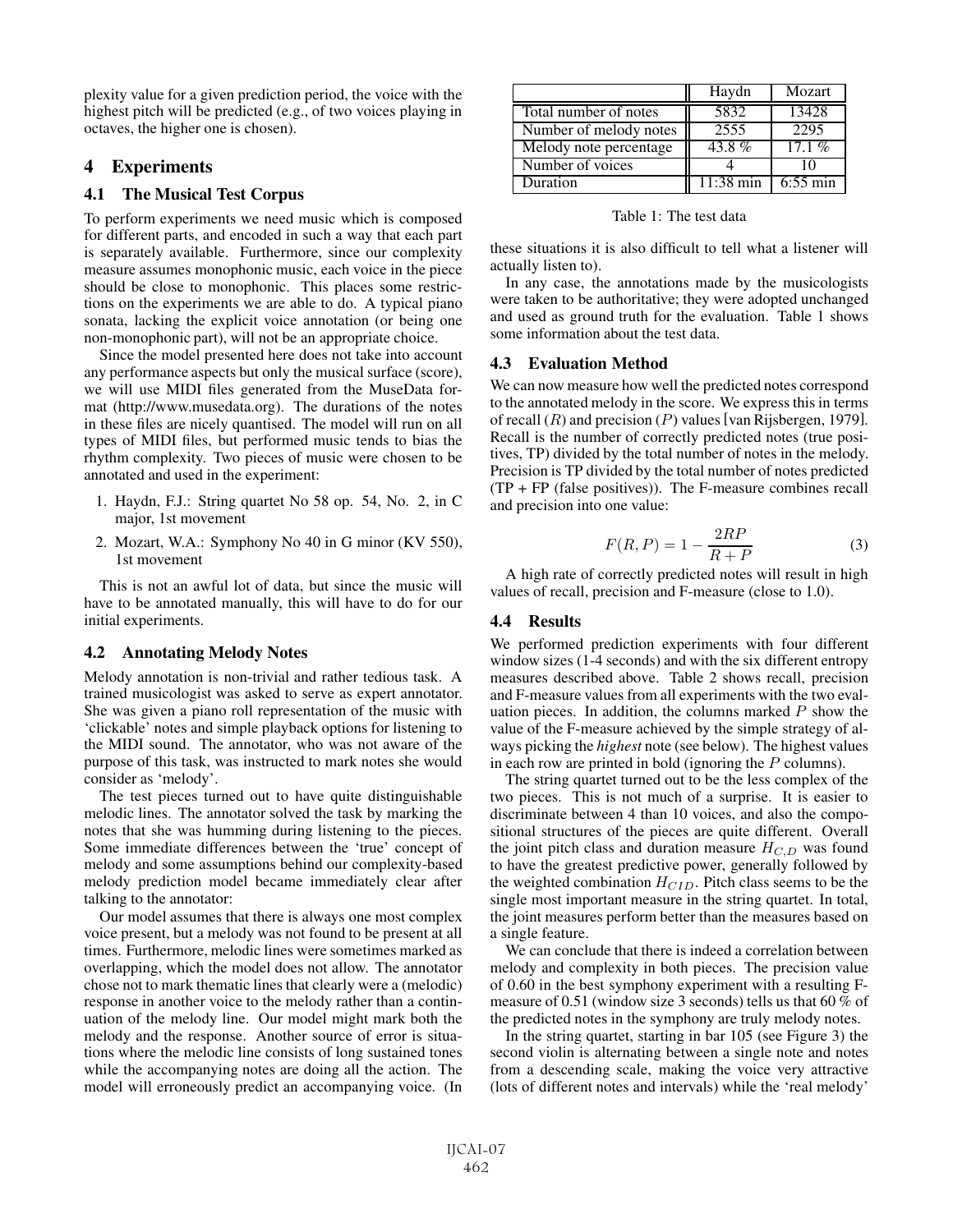plexity value for a given prediction period, the voice with the highest pitch will be predicted (e.g., of two voices playing in octaves, the higher one is chosen).

# 4 Experiments

## 4.1 The Musical Test Corpus

To perform experiments we need music which is composed for different parts, and encoded in such a way that each part is separately available. Furthermore, since our complexity measure assumes monophonic music, each voice in the piece should be close to monophonic. This places some restrictions on the experiments we are able to do. A typical piano sonata, lacking the explicit voice annotation (or being one non-monophonic part), will not be an appropriate choice.

Since the model presented here does not take into account any performance aspects but only the musical surface (score), we will use MIDI files generated from the MuseData format (http://www.musedata.org). The durations of the notes in these files are nicely quantised. The model will run on all types of MIDI files, but performed music tends to bias the rhythm complexity. Two pieces of music were chosen to be annotated and used in the experiment:

1. Haydn, F.J.: String quartet No 58 op. 54, No. 2, in C major, 1st movement
2. Mozart, W.A.: Symphony No 40 in G minor (KV 550), 1st movement

This is not an awful lot of data, but since the music will have to be annotated manually, this will have to do for our initial experiments.

## 4.2 Annotating Melody Notes

Melody annotation is non-trivial and rather tedious task. A trained musicologist was asked to serve as expert annotator. She was given a piano roll representation of the music with 'clickable' notes and simple playback options for listening to the MIDI sound. The annotator, who was not aware of the purpose of this task, was instructed to mark notes she would consider as 'melody'.

The test pieces turned out to have quite distinguishable melodic lines. The annotator solved the task by marking the notes that she was humming during listening to the pieces. Some immediate differences between the 'true' concept of melody and some assumptions behind our complexity-based melody prediction model became immediately clear after talking to the annotator:

Our model assumes that there is always one most complex voice present, but a melody was not found to be present at all times. Furthermore, melodic lines were sometimes marked as overlapping, which the model does not allow. The annotator chose not to mark thematic lines that clearly were a (melodic) response in another voice to the melody rather than a continuation of the melody line. Our model might mark both the melody and the response. Another source of error is situations where the melodic line consists of long sustained tones while the accompanying notes are doing all the action. The model will erroneously predict an accompanying voice. (In these situations it is also difficult to tell what a listener will actually listen to).

| | Haydn | Mozart |
|---|---|---|
| Total number of notes | 5832 | 13428 |
| Number of melody notes | 2555 | 2295 |
| Melody note percentage | 43.8 % | 17.1 % |
| Number of voices | 4 | 10 |
| Duration | 11:38 min | 6:55 min |

Table 1: The test data

In any case, the annotations made by the musicologists were taken to be authoritative; they were adopted unchanged and used as ground truth for the evaluation. Table 1 shows some information about the test data.

## 4.3 Evaluation Method

We can now measure how well the predicted notes correspond to the annotated melody in the score. We express this in terms of recall ($R$) and precision ($P$) values [van Rijsbergen, 1979]. Recall is the number of correctly predicted notes (true positives, TP) divided by the total number of notes in the melody. Precision is TP divided by the total number of notes predicted (TP + FP (false positives)). The F-measure combines recall and precision into one value:

$$F(R,P) = 1 - \frac{2RP}{R+P} \tag{3}$$

A high rate of correctly predicted notes will result in high values of recall, precision and F-measure (close to 1.0).

## 4.4 Results

We performed prediction experiments with four different window sizes (1-4 seconds) and with the six different entropy measures described above. Table 2 shows recall, precision and F-measure values from all experiments with the two evaluation pieces. In addition, the columns marked $P$ show the value of the F-measure achieved by the simple strategy of always picking the *highest* note (see below). The highest values in each row are printed in bold (ignoring the $P$ columns).

The string quartet turned out to be the less complex of the two pieces. This is not much of a surprise. It is easier to discriminate between 4 than 10 voices, and also the compositional structures of the pieces are quite different. Overall the joint pitch class and duration measure $H_{C,D}$ was found to have the greatest predictive power, generally followed by the weighted combination $H_{CID}$. Pitch class seems to be the single most important measure in the string quartet. In total, the joint measures perform better than the measures based on a single feature.

We can conclude that there is indeed a correlation between melody and complexity in both pieces. The precision value of 0.60 in the best symphony experiment with a resulting F-measure of 0.51 (window size 3 seconds) tells us that 60 % of the predicted notes in the symphony are truly melody notes.

In the string quartet, starting in bar 105 (see Figure 3) the second violin is alternating between a single note and notes from a descending scale, making the voice very attractive (lots of different notes and intervals) while the 'real melody'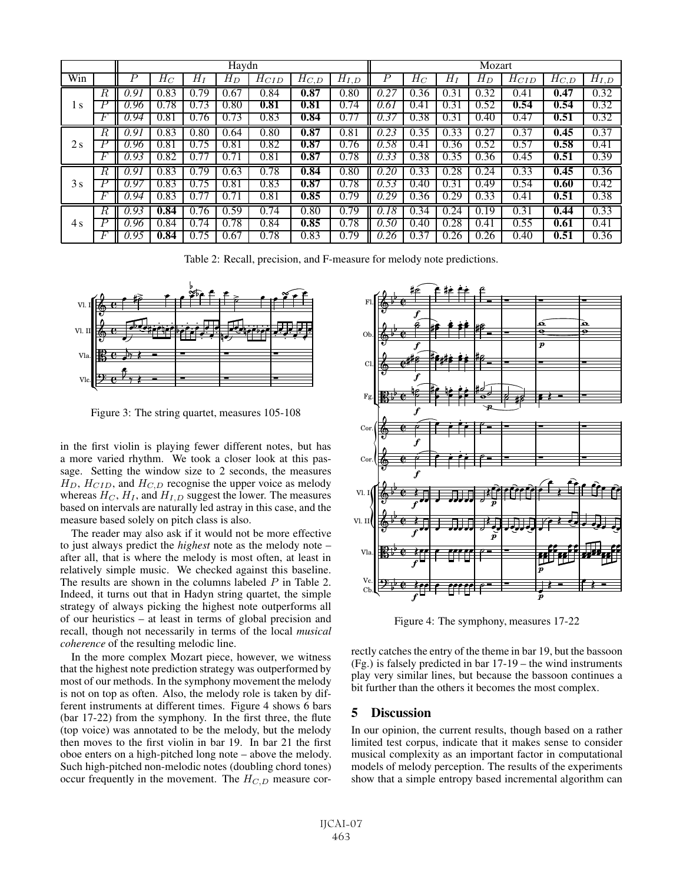| Win | | Haydn | | | | | | | Mozart | | | | | | |
|---|---|---|---|---|---|---|---|---|---|---|---|---|---|---|---|
| | | $P$ | $H_C$ | $H_I$ | $H_D$ | $H_{CID}$ | $H_{C,D}$ | $H_{I,D}$ | $P$ | $H_C$ | $H_I$ | $H_D$ | $H_{CID}$ | $H_{C,D}$ | $H_{I,D}$ |
| 1 s | $R$ | *0.91* | 0.83 | 0.79 | 0.67 | 0.84 | **0.87** | 0.80 | *0.27* | 0.36 | 0.31 | 0.32 | 0.41 | **0.47** | 0.32 |
| | $P$ | *0.96* | 0.78 | 0.73 | 0.80 | **0.81** | **0.81** | 0.74 | *0.61* | 0.41 | 0.31 | 0.52 | **0.54** | **0.54** | 0.32 |
| | $F$ | *0.94* | 0.81 | 0.76 | 0.73 | 0.83 | **0.84** | 0.77 | *0.37* | 0.38 | 0.31 | 0.40 | 0.47 | **0.51** | 0.32 |
| 2 s | $R$ | *0.91* | 0.83 | 0.80 | 0.64 | 0.80 | **0.87** | 0.81 | *0.23* | 0.35 | 0.33 | 0.27 | 0.37 | **0.45** | 0.37 |
| | $P$ | *0.96* | 0.81 | 0.75 | 0.81 | 0.82 | **0.87** | 0.76 | *0.58* | 0.41 | 0.36 | 0.52 | 0.57 | **0.58** | 0.41 |
| | $F$ | *0.93* | 0.82 | 0.77 | 0.71 | 0.81 | **0.87** | 0.78 | *0.33* | 0.38 | 0.35 | 0.36 | 0.45 | **0.51** | 0.39 |
| 3 s | $R$ | *0.91* | 0.83 | 0.79 | 0.63 | 0.78 | **0.84** | 0.80 | *0.20* | 0.33 | 0.28 | 0.24 | 0.33 | **0.45** | 0.36 |
| | $P$ | *0.97* | 0.83 | 0.75 | 0.81 | 0.83 | **0.87** | 0.78 | *0.53* | 0.40 | 0.31 | 0.49 | 0.54 | **0.60** | 0.42 |
| | $F$ | *0.94* | 0.83 | 0.77 | 0.71 | 0.81 | **0.85** | 0.79 | *0.29* | 0.36 | 0.29 | 0.33 | 0.41 | **0.51** | 0.38 |
| 4 s | $R$ | *0.93* | **0.84** | 0.76 | 0.59 | 0.74 | 0.80 | 0.79 | *0.18* | 0.34 | 0.24 | 0.19 | 0.31 | **0.44** | 0.33 |
| | $P$ | *0.96* | 0.84 | 0.74 | 0.78 | 0.84 | **0.85** | 0.78 | *0.50* | 0.40 | 0.28 | 0.41 | 0.55 | **0.61** | 0.41 |
| | $F$ | *0.95* | **0.84** | 0.75 | 0.67 | 0.78 | 0.83 | 0.79 | *0.26* | 0.37 | 0.26 | 0.26 | 0.40 | **0.51** | 0.36 |

Table 2: Recall, precision, and F-measure for melody note predictions.

Figure 3: The string quartet, measures 105-108

in the first violin is playing fewer different notes, but has a more varied rhythm. We took a closer look at this passage. Setting the window size to 2 seconds, the measures $H_D$, $H_{CID}$, and $H_{C,D}$ recognise the upper voice as melody whereas $H_C$, $H_I$, and $H_{I,D}$ suggest the lower. The measures based on intervals are naturally led astray in this case, and the measure based solely on pitch class is also.

The reader may also ask if it would not be more effective to just always predict the *highest* note as the melody note – after all, that is where the melody is most often, at least in relatively simple music. We checked against this baseline. The results are shown in the columns labeled $P$ in Table 2. Indeed, it turns out that in Hadyn string quartet, the simple strategy of always picking the highest note outperforms all of our heuristics – at least in terms of global precision and recall, though not necessarily in terms of the local *musical coherence* of the resulting melodic line.

In the more complex Mozart piece, however, we witness that the highest note prediction strategy was outperformed by most of our methods. In the symphony movement the melody is not on top as often. Also, the melody role is taken by different instruments at different times. Figure 4 shows 6 bars (bar 17-22) from the symphony. In the first three, the flute (top voice) was annotated to be the melody, but the melody then moves to the first violin in bar 19. In bar 21 the first oboe enters on a high-pitched long note – above the melody. Such high-pitched non-melodic notes (doubling chord tones) occur frequently in the movement. The $H_{C,D}$ measure correctly catches the entry of the theme in bar 19, but the bassoon (Fg.) is falsely predicted in bar 17-19 – the wind instruments play very similar lines, but because the bassoon continues a bit further than the others it becomes the most complex.

Figure 4: The symphony, measures 17-22

## 5 Discussion

In our opinion, the current results, though based on a rather limited test corpus, indicate that it makes sense to consider musical complexity as an important factor in computational models of melody perception. The results of the experiments show that a simple entropy based incremental algorithm can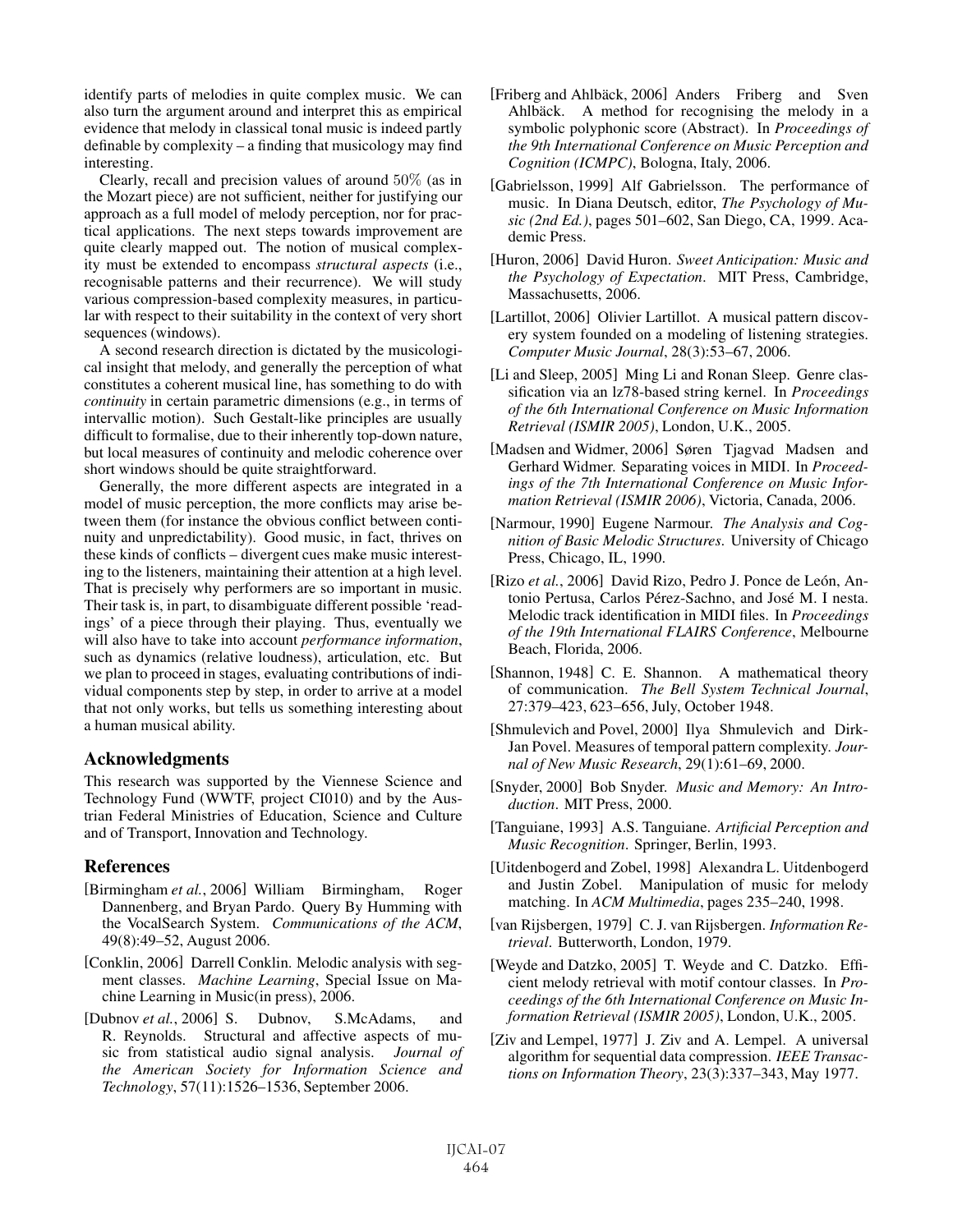identify parts of melodies in quite complex music. We can also turn the argument around and interpret this as empirical evidence that melody in classical tonal music is indeed partly definable by complexity – a finding that musicology may find interesting.

Clearly, recall and precision values of around $50\%$ (as in the Mozart piece) are not sufficient, neither for justifying our approach as a full model of melody perception, nor for practical applications. The next steps towards improvement are quite clearly mapped out. The notion of musical complexity must be extended to encompass *structural aspects* (i.e., recognisable patterns and their recurrence). We will study various compression-based complexity measures, in particular with respect to their suitability in the context of very short sequences (windows).

A second research direction is dictated by the musicological insight that melody, and generally the perception of what constitutes a coherent musical line, has something to do with *continuity* in certain parametric dimensions (e.g., in terms of intervallic motion). Such Gestalt-like principles are usually difficult to formalise, due to their inherently top-down nature, but local measures of continuity and melodic coherence over short windows should be quite straightforward.

Generally, the more different aspects are integrated in a model of music perception, the more conflicts may arise between them (for instance the obvious conflict between continuity and unpredictability). Good music, in fact, thrives on these kinds of conflicts – divergent cues make music interesting to the listeners, maintaining their attention at a high level. That is precisely why performers are so important in music. Their task is, in part, to disambiguate different possible 'readings' of a piece through their playing. Thus, eventually we will also have to take into account *performance information*, such as dynamics (relative loudness), articulation, etc. But we plan to proceed in stages, evaluating contributions of individual components step by step, in order to arrive at a model that not only works, but tells us something interesting about a human musical ability.

## Acknowledgments

This research was supported by the Viennese Science and Technology Fund (WWTF, project CI010) and by the Austrian Federal Ministries of Education, Science and Culture and of Transport, Innovation and Technology.

## References

[Birmingham *et al.*, 2006] William Birmingham, Roger Dannenberg, and Bryan Pardo. Query By Humming with the VocalSearch System. *Communications of the ACM*, 49(8):49–52, August 2006.

[Conklin, 2006] Darrell Conklin. Melodic analysis with segment classes. *Machine Learning*, Special Issue on Machine Learning in Music(in press), 2006.

[Dubnov *et al.*, 2006] S. Dubnov, S.McAdams, and R. Reynolds. Structural and affective aspects of music from statistical audio signal analysis. *Journal of the American Society for Information Science and Technology*, 57(11):1526–1536, September 2006.

[Friberg and Ahlbäck, 2006] Anders Friberg and Sven Ahlbäck. A method for recognising the melody in a symbolic polyphonic score (Abstract). In *Proceedings of the 9th International Conference on Music Perception and Cognition (ICMPC)*, Bologna, Italy, 2006.

[Gabrielsson, 1999] Alf Gabrielsson. The performance of music. In Diana Deutsch, editor, *The Psychology of Music (2nd Ed.)*, pages 501–602, San Diego, CA, 1999. Academic Press.

[Huron, 2006] David Huron. *Sweet Anticipation: Music and the Psychology of Expectation*. MIT Press, Cambridge, Massachusetts, 2006.

[Lartillot, 2006] Olivier Lartillot. A musical pattern discovery system founded on a modeling of listening strategies. *Computer Music Journal*, 28(3):53–67, 2006.

[Li and Sleep, 2005] Ming Li and Ronan Sleep. Genre classification via an lz78-based string kernel. In *Proceedings of the 6th International Conference on Music Information Retrieval (ISMIR 2005)*, London, U.K., 2005.

[Madsen and Widmer, 2006] Søren Tjagvad Madsen and Gerhard Widmer. Separating voices in MIDI. In *Proceedings of the 7th International Conference on Music Information Retrieval (ISMIR 2006)*, Victoria, Canada, 2006.

[Narmour, 1990] Eugene Narmour. *The Analysis and Cognition of Basic Melodic Structures*. University of Chicago Press, Chicago, IL, 1990.

[Rizo *et al.*, 2006] David Rizo, Pedro J. Ponce de León, Antonio Pertusa, Carlos Pérez-Sachno, and José M. I nesta. Melodic track identification in MIDI files. In *Proceedings of the 19th International FLAIRS Conference*, Melbourne Beach, Florida, 2006.

[Shannon, 1948] C. E. Shannon. A mathematical theory of communication. *The Bell System Technical Journal*, 27:379–423, 623–656, July, October 1948.

[Shmulevich and Povel, 2000] Ilya Shmulevich and Dirk-Jan Povel. Measures of temporal pattern complexity. *Journal of New Music Research*, 29(1):61–69, 2000.

[Snyder, 2000] Bob Snyder. *Music and Memory: An Introduction*. MIT Press, 2000.

[Tanguiane, 1993] A.S. Tanguiane. *Artificial Perception and Music Recognition*. Springer, Berlin, 1993.

[Uitdenbogerd and Zobel, 1998] Alexandra L. Uitdenbogerd and Justin Zobel. Manipulation of music for melody matching. In *ACM Multimedia*, pages 235–240, 1998.

[van Rijsbergen, 1979] C. J. van Rijsbergen. *Information Retrieval*. Butterworth, London, 1979.

[Weyde and Datzko, 2005] T. Weyde and C. Datzko. Efficient melody retrieval with motif contour classes. In *Proceedings of the 6th International Conference on Music Information Retrieval (ISMIR 2005)*, London, U.K., 2005.

[Ziv and Lempel, 1977] J. Ziv and A. Lempel. A universal algorithm for sequential data compression. *IEEE Transactions on Information Theory*, 23(3):337–343, May 1977.